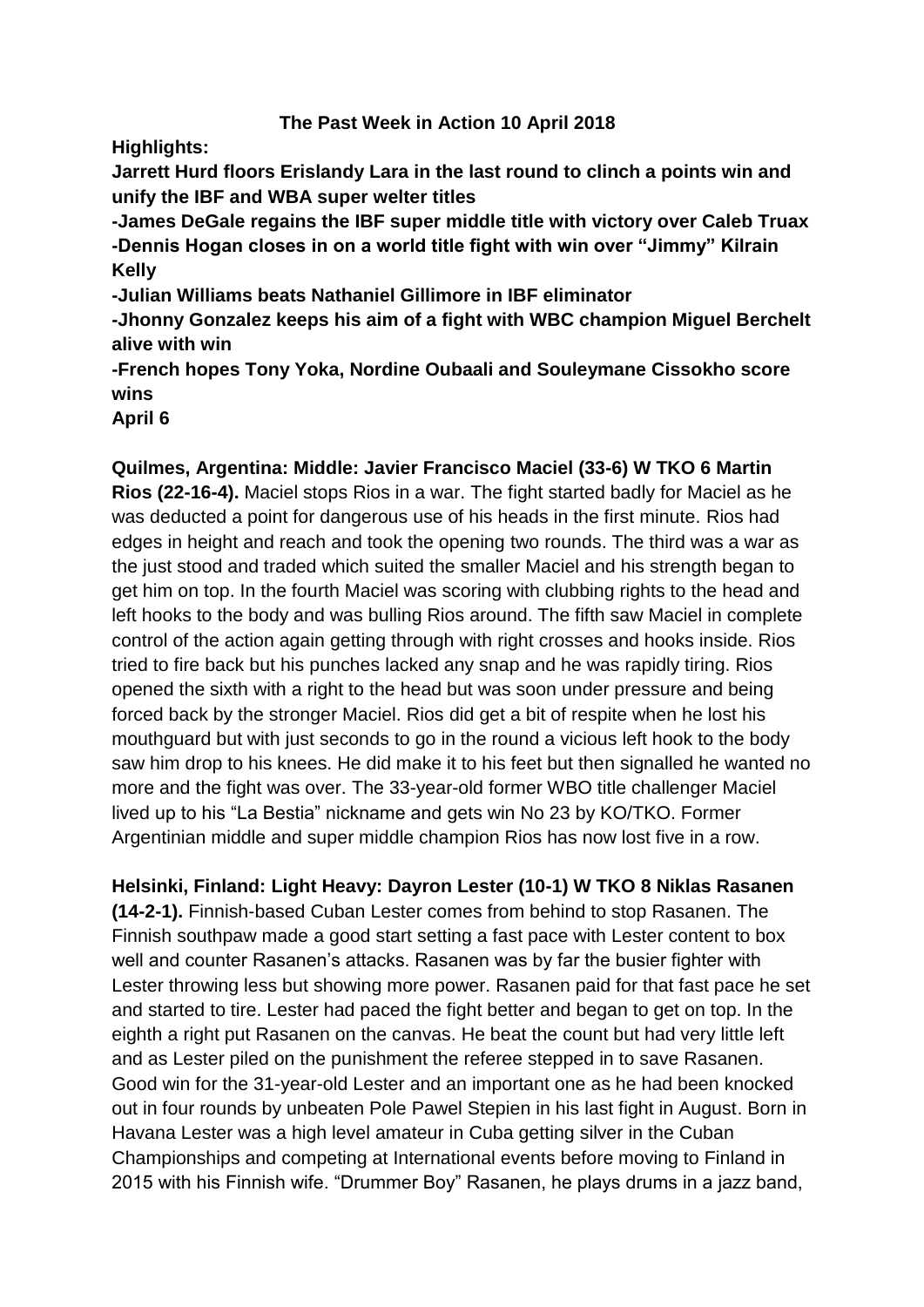# The Past Week in Action 10 April 2018

**Highlights:**

**Jarrett Hurd floors Erislandy Lara in the last round to clinch a points win and unify the IBF and WBA super welter titles**

**-James DeGale regains the IBF super middle title with victory over Caleb Truax**

**-Dennis Hogan closes in on a world title fight with win over "Jimmy" Kilrain Kelly**

**-Julian Williams beats Nathaniel Gillimore in IBF eliminator**

**-Jhonny Gonzalez keeps his aim of a fight with WBC champion Miguel Berchelt alive with win**

**-French hopes Tony Yoka, Nordine Oubaali and Souleymane Cissokho score wins**

**April 6**

**Quilmes, Argentina: Middle: Javier Francisco Maciel (33-6) W TKO 6 Martin Rios (22-16-4).** Maciel stops Rios in a war. The fight started badly for Maciel as he was deducted a point for dangerous use of his heads in the first minute. Rios had edges in height and reach and took the opening two rounds. The third was a war as the just stood and traded which suited the smaller Maciel and his strength began to get him on top. In the fourth Maciel was scoring with clubbing rights to the head and left hooks to the body and was bulling Rios around. The fifth saw Maciel in complete control of the action again getting through with right crosses and hooks inside. Rios tried to fire back but his punches lacked any snap and he was rapidly tiring. Rios opened the sixth with a right to the head but was soon under pressure and being forced back by the stronger Maciel. Rios did get a bit of respite when he lost his mouthguard but with just seconds to go in the round a vicious left hook to the body saw him drop to his knees. He did make it to his feet but then signalled he wanted no more and the fight was over. The 33-year-old former WBO title challenger Maciel lived up to his "La Bestia" nickname and gets win No 23 by KO/TKO. Former Argentinian middle and super middle champion Rios has now lost five in a row.

**Helsinki, Finland: Light Heavy: Dayron Lester (10-1) W TKO 8 Niklas Rasanen (14-2-1).** Finnish-based Cuban Lester comes from behind to stop Rasanen. The Finnish southpaw made a good start setting a fast pace with Lester content to box well and counter Rasanen's attacks. Rasanen was by far the busier fighter with Lester throwing less but showing more power. Rasanen paid for that fast pace he set and started to tire. Lester had paced the fight better and began to get on top. In the eighth a right put Rasanen on the canvas. He beat the count but had very little left and as Lester piled on the punishment the referee stepped in to save Rasanen. Good win for the 31-year-old Lester and an important one as he had been knocked out in four rounds by unbeaten Pole Pawel Stepien in his last fight in August. Born in Havana Lester was a high level amateur in Cuba getting silver in the Cuban Championships and competing at International events before moving to Finland in 2015 with his Finnish wife. "Drummer Boy" Rasanen, he plays drums in a jazz band,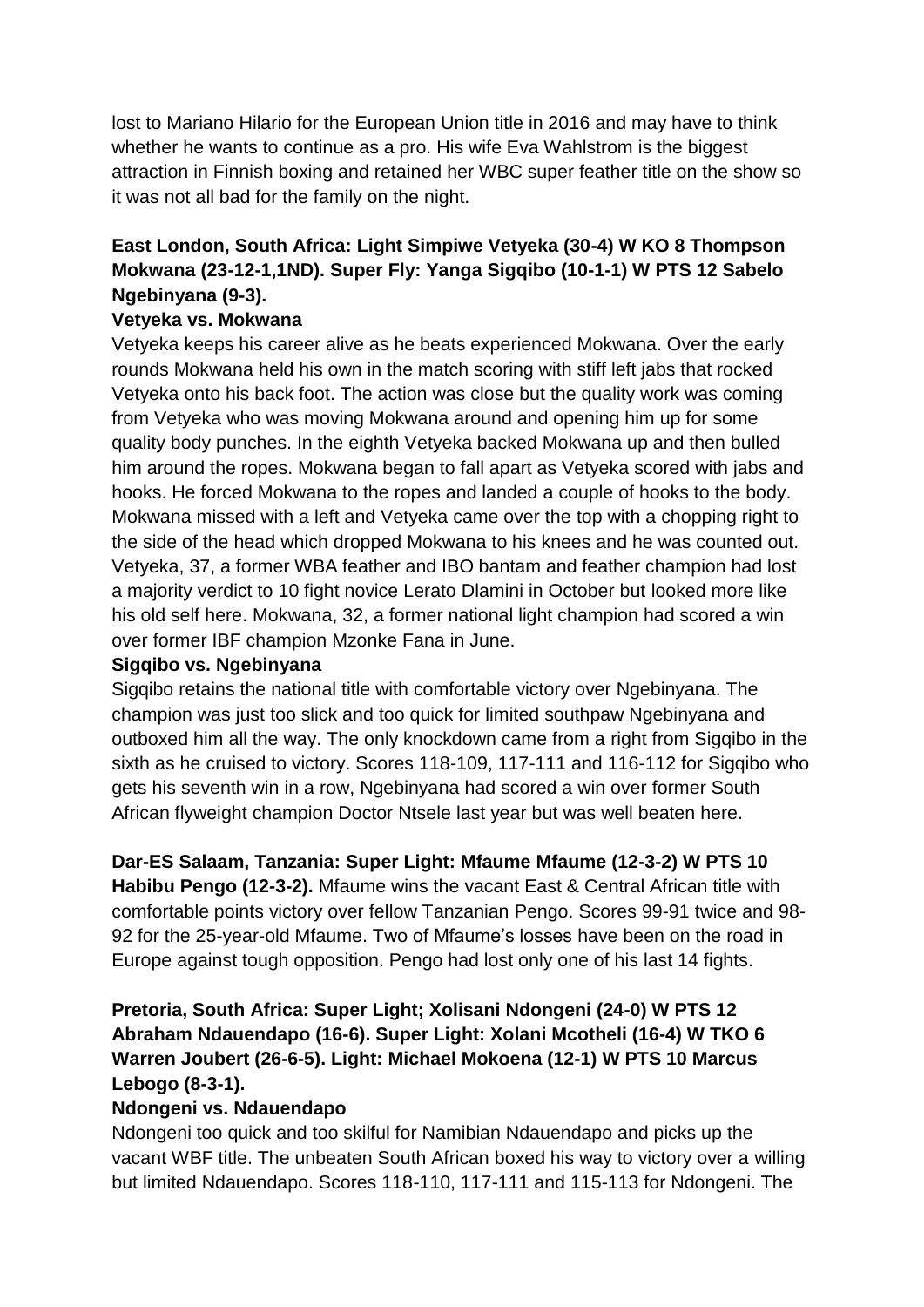lost to Mariano Hilario for the European Union title in 2016 and may have to think whether he wants to continue as a pro. His wife Eva Wahlstrom is the biggest attraction in Finnish boxing and retained her WBC super feather title on the show so it was not all bad for the family on the night.

**East London, South Africa: Light Simpiwe Vetyeka (30-4) W KO 8 Thompson Mokwana (23-12-1,1ND). Super Fly: Yanga Sigqibo (10-1-1) W PTS 12 Sabelo Ngebinyana (9-3).**

**Vetyeka vs. Mokwana**

Vetyeka keeps his career alive as he beats experienced Mokwana. Over the early rounds Mokwana held his own in the match scoring with stiff left jabs that rocked Vetyeka onto his back foot. The action was close but the quality work was coming from Vetyeka who was moving Mokwana around and opening him up for some quality body punches. In the eighth Vetyeka backed Mokwana up and then bulled him around the ropes. Mokwana began to fall apart as Vetyeka scored with jabs and hooks. He forced Mokwana to the ropes and landed a couple of hooks to the body. Mokwana missed with a left and Vetyeka came over the top with a chopping right to the side of the head which dropped Mokwana to his knees and he was counted out. Vetyeka, 37, a former WBA feather and IBO bantam and feather champion had lost a majority verdict to 10 fight novice Lerato Dlamini in October but looked more like his old self here. Mokwana, 32, a former national light champion had scored a win over former IBF champion Mzonke Fana in June.

**Sigqibo vs. Ngebinyana**

Sigqibo retains the national title with comfortable victory over Ngebinyana. The champion was just too slick and too quick for limited southpaw Ngebinyana and outboxed him all the way. The only knockdown came from a right from Sigqibo in the sixth as he cruised to victory. Scores 118-109, 117-111 and 116-112 for Sigqibo who gets his seventh win in a row, Ngebinyana had scored a win over former South African flyweight champion Doctor Ntsele last year but was well beaten here.

**Dar-ES Salaam, Tanzania: Super Light: Mfaume Mfaume (12-3-2) W PTS 10 Habibu Pengo (12-3-2).** Mfaume wins the vacant East & Central African title with comfortable points victory over fellow Tanzanian Pengo. Scores 99-91 twice and 98-92 for the 25-year-old Mfaume. Two of Mfaume's losses have been on the road in Europe against tough opposition. Pengo had lost only one of his last 14 fights.

**Pretoria, South Africa: Super Light; Xolisani Ndongeni (24-0) W PTS 12 Abraham Ndauendapo (16-6). Super Light: Xolani Mcotheli (16-4) W TKO 6 Warren Joubert (26-6-5). Light: Michael Mokoena (12-1) W PTS 10 Marcus Lebogo (8-3-1).**

**Ndongeni vs. Ndauendapo**

Ndongeni too quick and too skilful for Namibian Ndauendapo and picks up the vacant WBF title. The unbeaten South African boxed his way to victory over a willing but limited Ndauendapo. Scores 118-110, 117-111 and 115-113 for Ndongeni. The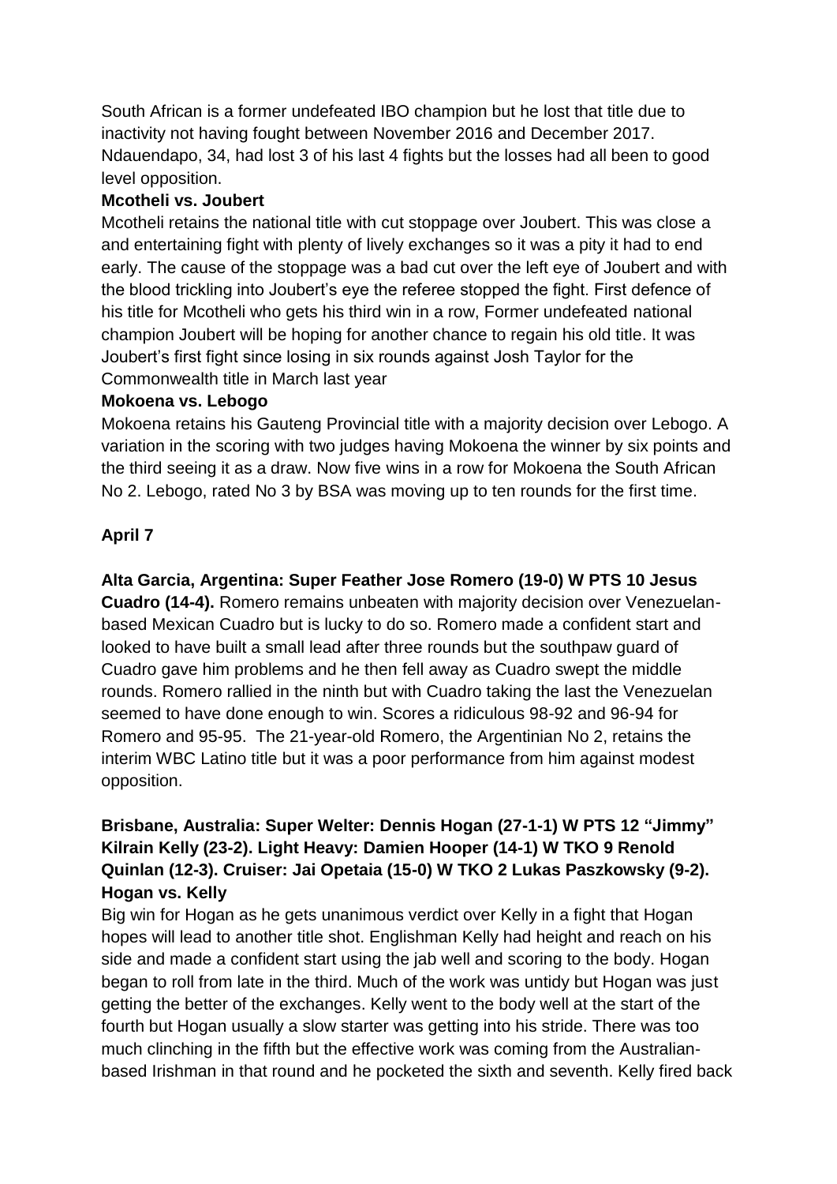South African is a former undefeated IBO champion but he lost that title due to inactivity not having fought between November 2016 and December 2017. Ndauendapo, 34, had lost 3 of his last 4 fights but the losses had all been to good level opposition.

**Mcotheli vs. Joubert**

Mcotheli retains the national title with cut stoppage over Joubert. This was close a and entertaining fight with plenty of lively exchanges so it was a pity it had to end early. The cause of the stoppage was a bad cut over the left eye of Joubert and with the blood trickling into Joubert's eye the referee stopped the fight. First defence of his title for Mcotheli who gets his third win in a row, Former undefeated national champion Joubert will be hoping for another chance to regain his old title. It was Joubert's first fight since losing in six rounds against Josh Taylor for the Commonwealth title in March last year

**Mokoena vs. Lebogo**

Mokoena retains his Gauteng Provincial title with a majority decision over Lebogo. A variation in the scoring with two judges having Mokoena the winner by six points and the third seeing it as a draw. Now five wins in a row for Mokoena the South African No 2. Lebogo, rated No 3 by BSA was moving up to ten rounds for the first time.

**April 7**

**Alta Garcia, Argentina: Super Feather Jose Romero (19-0) W PTS 10 Jesus Cuadro (14-4).** Romero remains unbeaten with majority decision over Venezuelan-based Mexican Cuadro but is lucky to do so. Romero made a confident start and looked to have built a small lead after three rounds but the southpaw guard of Cuadro gave him problems and he then fell away as Cuadro swept the middle rounds. Romero rallied in the ninth but with Cuadro taking the last the Venezuelan seemed to have done enough to win. Scores a ridiculous 98-92 and 96-94 for Romero and 95-95. The 21-year-old Romero, the Argentinian No 2, retains the interim WBC Latino title but it was a poor performance from him against modest opposition.

**Brisbane, Australia: Super Welter: Dennis Hogan (27-1-1) W PTS 12 "Jimmy" Kilrain Kelly (23-2). Light Heavy: Damien Hooper (14-1) W TKO 9 Renold Quinlan (12-3). Cruiser: Jai Opetaia (15-0) W TKO 2 Lukas Paszkowsky (9-2).**

**Hogan vs. Kelly**

Big win for Hogan as he gets unanimous verdict over Kelly in a fight that Hogan hopes will lead to another title shot. Englishman Kelly had height and reach on his side and made a confident start using the jab well and scoring to the body. Hogan began to roll from late in the third. Much of the work was untidy but Hogan was just getting the better of the exchanges. Kelly went to the body well at the start of the fourth but Hogan usually a slow starter was getting into his stride. There was too much clinching in the fifth but the effective work was coming from the Australian-based Irishman in that round and he pocketed the sixth and seventh. Kelly fired back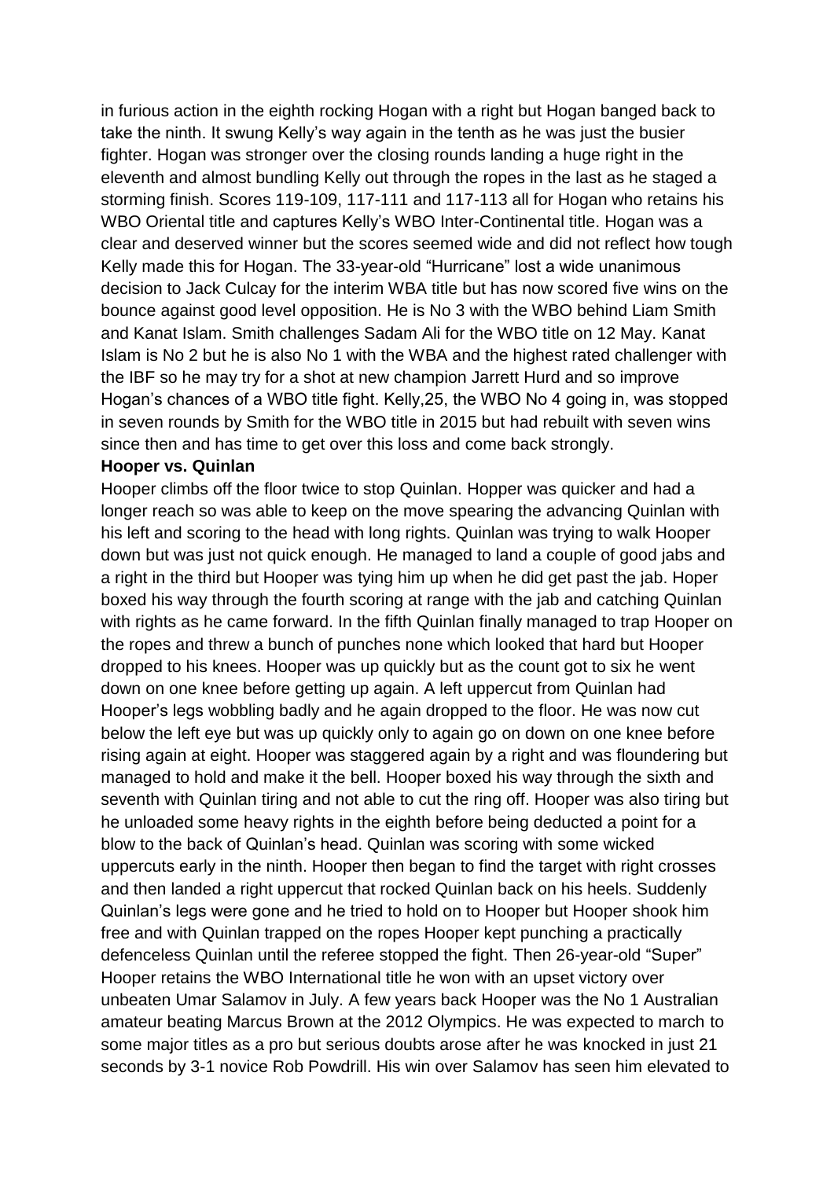in furious action in the eighth rocking Hogan with a right but Hogan banged back to take the ninth. It swung Kelly's way again in the tenth as he was just the busier fighter. Hogan was stronger over the closing rounds landing a huge right in the eleventh and almost bundling Kelly out through the ropes in the last as he staged a storming finish. Scores 119-109, 117-111 and 117-113 all for Hogan who retains his WBO Oriental title and captures Kelly's WBO Inter-Continental title. Hogan was a clear and deserved winner but the scores seemed wide and did not reflect how tough Kelly made this for Hogan. The 33-year-old "Hurricane" lost a wide unanimous decision to Jack Culcay for the interim WBA title but has now scored five wins on the bounce against good level opposition. He is No 3 with the WBO behind Liam Smith and Kanat Islam. Smith challenges Sadam Ali for the WBO title on 12 May. Kanat Islam is No 2 but he is also No 1 with the WBA and the highest rated challenger with the IBF so he may try for a shot at new champion Jarrett Hurd and so improve Hogan's chances of a WBO title fight. Kelly,25, the WBO No 4 going in, was stopped in seven rounds by Smith for the WBO title in 2015 but had rebuilt with seven wins since then and has time to get over this loss and come back strongly.

**Hooper vs. Quinlan**

Hooper climbs off the floor twice to stop Quinlan. Hopper was quicker and had a longer reach so was able to keep on the move spearing the advancing Quinlan with his left and scoring to the head with long rights. Quinlan was trying to walk Hooper down but was just not quick enough. He managed to land a couple of good jabs and a right in the third but Hooper was tying him up when he did get past the jab. Hoper boxed his way through the fourth scoring at range with the jab and catching Quinlan with rights as he came forward. In the fifth Quinlan finally managed to trap Hooper on the ropes and threw a bunch of punches none which looked that hard but Hooper dropped to his knees. Hooper was up quickly but as the count got to six he went down on one knee before getting up again. A left uppercut from Quinlan had Hooper's legs wobbling badly and he again dropped to the floor. He was now cut below the left eye but was up quickly only to again go on down on one knee before rising again at eight. Hooper was staggered again by a right and was floundering but managed to hold and make it the bell. Hooper boxed his way through the sixth and seventh with Quinlan tiring and not able to cut the ring off. Hooper was also tiring but he unloaded some heavy rights in the eighth before being deducted a point for a blow to the back of Quinlan's head. Quinlan was scoring with some wicked uppercuts early in the ninth. Hooper then began to find the target with right crosses and then landed a right uppercut that rocked Quinlan back on his heels. Suddenly Quinlan's legs were gone and he tried to hold on to Hooper but Hooper shook him free and with Quinlan trapped on the ropes Hooper kept punching a practically defenceless Quinlan until the referee stopped the fight. Then 26-year-old "Super" Hooper retains the WBO International title he won with an upset victory over unbeaten Umar Salamov in July. A few years back Hooper was the No 1 Australian amateur beating Marcus Brown at the 2012 Olympics. He was expected to march to some major titles as a pro but serious doubts arose after he was knocked in just 21 seconds by 3-1 novice Rob Powdrill. His win over Salamov has seen him elevated to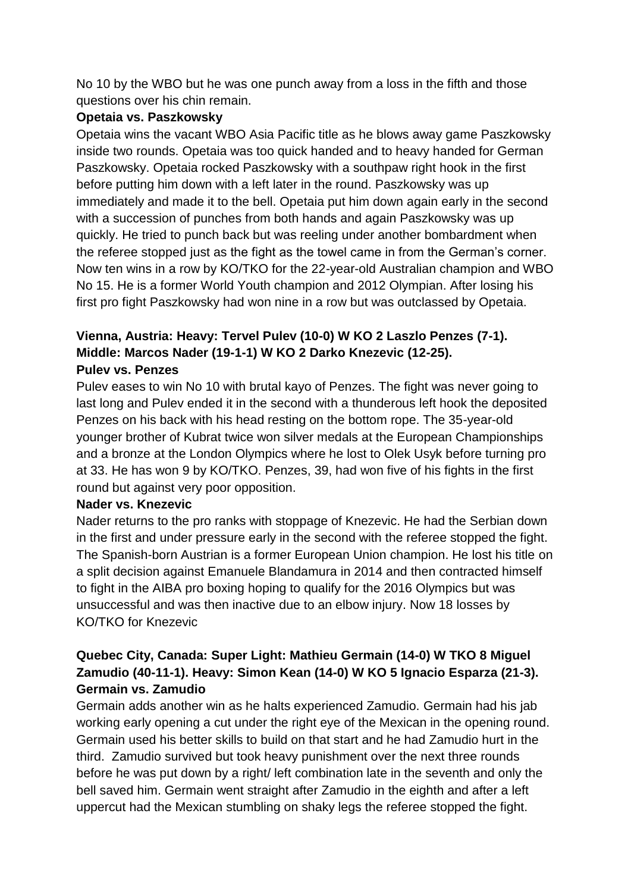No 10 by the WBO but he was one punch away from a loss in the fifth and those questions over his chin remain.

**Opetaia vs. Paszkowsky**

Opetaia wins the vacant WBO Asia Pacific title as he blows away game Paszkowsky inside two rounds. Opetaia was too quick handed and to heavy handed for German Paszkowsky. Opetaia rocked Paszkowsky with a southpaw right hook in the first before putting him down with a left later in the round. Paszkowsky was up immediately and made it to the bell. Opetaia put him down again early in the second with a succession of punches from both hands and again Paszkowsky was up quickly. He tried to punch back but was reeling under another bombardment when the referee stopped just as the fight as the towel came in from the German's corner. Now ten wins in a row by KO/TKO for the 22-year-old Australian champion and WBO No 15. He is a former World Youth champion and 2012 Olympian. After losing his first pro fight Paszkowsky had won nine in a row but was outclassed by Opetaia.

**Vienna, Austria: Heavy: Tervel Pulev (10-0) W KO 2 Laszlo Penzes (7-1). Middle: Marcos Nader (19-1-1) W KO 2 Darko Knezevic (12-25).**

**Pulev vs. Penzes**

Pulev eases to win No 10 with brutal kayo of Penzes. The fight was never going to last long and Pulev ended it in the second with a thunderous left hook the deposited Penzes on his back with his head resting on the bottom rope. The 35-year-old younger brother of Kubrat twice won silver medals at the European Championships and a bronze at the London Olympics where he lost to Olek Usyk before turning pro at 33. He has won 9 by KO/TKO. Penzes, 39, had won five of his fights in the first round but against very poor opposition.

**Nader vs. Knezevic**

Nader returns to the pro ranks with stoppage of Knezevic. He had the Serbian down in the first and under pressure early in the second with the referee stopped the fight. The Spanish-born Austrian is a former European Union champion. He lost his title on a split decision against Emanuele Blandamura in 2014 and then contracted himself to fight in the AIBA pro boxing hoping to qualify for the 2016 Olympics but was unsuccessful and was then inactive due to an elbow injury. Now 18 losses by KO/TKO for Knezevic

**Quebec City, Canada: Super Light: Mathieu Germain (14-0) W TKO 8 Miguel Zamudio (40-11-1). Heavy: Simon Kean (14-0) W KO 5 Ignacio Esparza (21-3).**

**Germain vs. Zamudio**

Germain adds another win as he halts experienced Zamudio. Germain had his jab working early opening a cut under the right eye of the Mexican in the opening round. Germain used his better skills to build on that start and he had Zamudio hurt in the third. Zamudio survived but took heavy punishment over the next three rounds before he was put down by a right/ left combination late in the seventh and only the bell saved him. Germain went straight after Zamudio in the eighth and after a left uppercut had the Mexican stumbling on shaky legs the referee stopped the fight.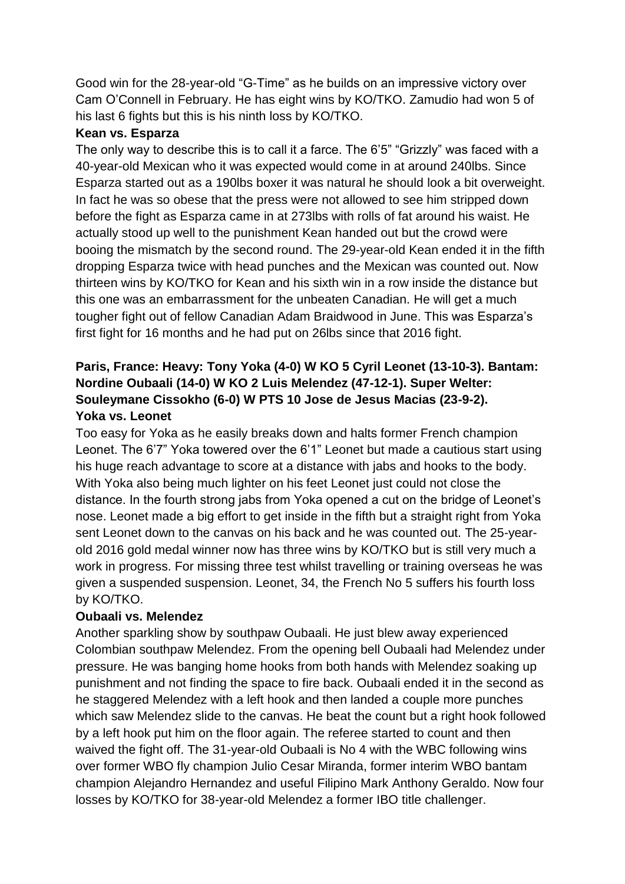Good win for the 28-year-old "G-Time" as he builds on an impressive victory over Cam O'Connell in February. He has eight wins by KO/TKO. Zamudio had won 5 of his last 6 fights but this is his ninth loss by KO/TKO.

**Kean vs. Esparza**

The only way to describe this is to call it a farce. The 6'5" "Grizzly" was faced with a 40-year-old Mexican who it was expected would come in at around 240lbs. Since Esparza started out as a 190lbs boxer it was natural he should look a bit overweight. In fact he was so obese that the press were not allowed to see him stripped down before the fight as Esparza came in at 273lbs with rolls of fat around his waist. He actually stood up well to the punishment Kean handed out but the crowd were booing the mismatch by the second round. The 29-year-old Kean ended it in the fifth dropping Esparza twice with head punches and the Mexican was counted out. Now thirteen wins by KO/TKO for Kean and his sixth win in a row inside the distance but this one was an embarrassment for the unbeaten Canadian. He will get a much tougher fight out of fellow Canadian Adam Braidwood in June. This was Esparza's first fight for 16 months and he had put on 26lbs since that 2016 fight.

**Paris, France: Heavy: Tony Yoka (4-0) W KO 5 Cyril Leonet (13-10-3). Bantam: Nordine Oubaali (14-0) W KO 2 Luis Melendez (47-12-1). Super Welter: Souleymane Cissokho (6-0) W PTS 10 Jose de Jesus Macias (23-9-2).**

**Yoka vs. Leonet**

Too easy for Yoka as he easily breaks down and halts former French champion Leonet. The 6'7" Yoka towered over the 6'1" Leonet but made a cautious start using his huge reach advantage to score at a distance with jabs and hooks to the body. With Yoka also being much lighter on his feet Leonet just could not close the distance. In the fourth strong jabs from Yoka opened a cut on the bridge of Leonet's nose. Leonet made a big effort to get inside in the fifth but a straight right from Yoka sent Leonet down to the canvas on his back and he was counted out. The 25-year-old 2016 gold medal winner now has three wins by KO/TKO but is still very much a work in progress. For missing three test whilst travelling or training overseas he was given a suspended suspension. Leonet, 34, the French No 5 suffers his fourth loss by KO/TKO.

**Oubaali vs. Melendez**

Another sparkling show by southpaw Oubaali. He just blew away experienced Colombian southpaw Melendez. From the opening bell Oubaali had Melendez under pressure. He was banging home hooks from both hands with Melendez soaking up punishment and not finding the space to fire back. Oubaali ended it in the second as he staggered Melendez with a left hook and then landed a couple more punches which saw Melendez slide to the canvas. He beat the count but a right hook followed by a left hook put him on the floor again. The referee started to count and then waived the fight off. The 31-year-old Oubaali is No 4 with the WBC following wins over former WBO fly champion Julio Cesar Miranda, former interim WBO bantam champion Alejandro Hernandez and useful Filipino Mark Anthony Geraldo. Now four losses by KO/TKO for 38-year-old Melendez a former IBO title challenger.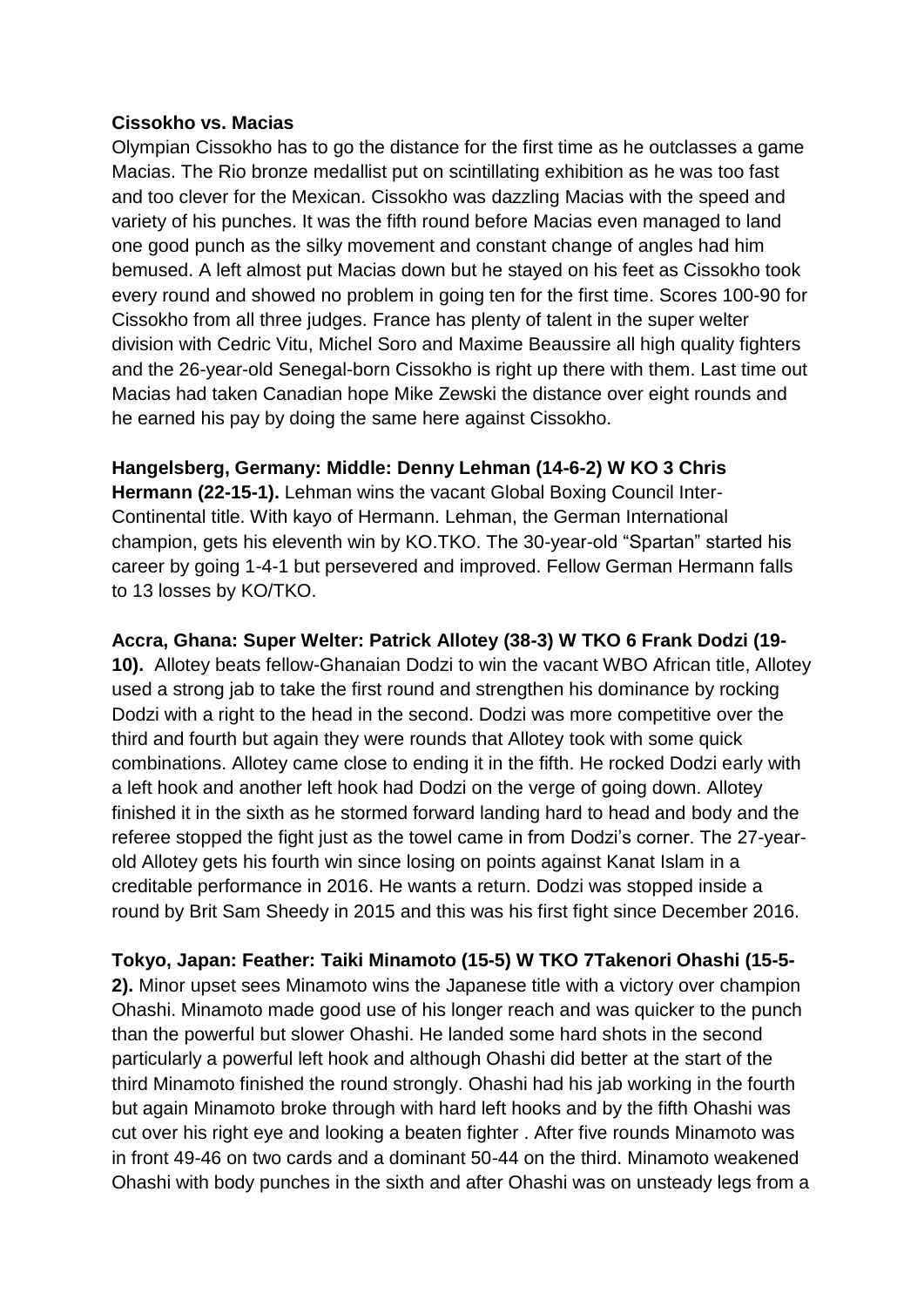**Cissokho vs. Macias**

Olympian Cissokho has to go the distance for the first time as he outclasses a game Macias. The Rio bronze medallist put on scintillating exhibition as he was too fast and too clever for the Mexican. Cissokho was dazzling Macias with the speed and variety of his punches. It was the fifth round before Macias even managed to land one good punch as the silky movement and constant change of angles had him bemused. A left almost put Macias down but he stayed on his feet as Cissokho took every round and showed no problem in going ten for the first time. Scores 100-90 for Cissokho from all three judges. France has plenty of talent in the super welter division with Cedric Vitu, Michel Soro and Maxime Beaussire all high quality fighters and the 26-year-old Senegal-born Cissokho is right up there with them. Last time out Macias had taken Canadian hope Mike Zewski the distance over eight rounds and he earned his pay by doing the same here against Cissokho.

**Hangelsberg, Germany: Middle: Denny Lehman (14-6-2) W KO 3 Chris Hermann (22-15-1).** Lehman wins the vacant Global Boxing Council Inter-Continental title. With kayo of Hermann. Lehman, the German International champion, gets his eleventh win by KO.TKO. The 30-year-old "Spartan" started his career by going 1-4-1 but persevered and improved. Fellow German Hermann falls to 13 losses by KO/TKO.

**Accra, Ghana: Super Welter: Patrick Allotey (38-3) W TKO 6 Frank Dodzi (19-10).** Allotey beats fellow-Ghanaian Dodzi to win the vacant WBO African title, Allotey used a strong jab to take the first round and strengthen his dominance by rocking Dodzi with a right to the head in the second. Dodzi was more competitive over the third and fourth but again they were rounds that Allotey took with some quick combinations. Allotey came close to ending it in the fifth. He rocked Dodzi early with a left hook and another left hook had Dodzi on the verge of going down. Allotey finished it in the sixth as he stormed forward landing hard to head and body and the referee stopped the fight just as the towel came in from Dodzi's corner. The 27-year-old Allotey gets his fourth win since losing on points against Kanat Islam in a creditable performance in 2016. He wants a return. Dodzi was stopped inside a round by Brit Sam Sheedy in 2015 and this was his first fight since December 2016.

**Tokyo, Japan: Feather: Taiki Minamoto (15-5) W TKO 7Takenori Ohashi (15-5-2).** Minor upset sees Minamoto wins the Japanese title with a victory over champion Ohashi. Minamoto made good use of his longer reach and was quicker to the punch than the powerful but slower Ohashi. He landed some hard shots in the second particularly a powerful left hook and although Ohashi did better at the start of the third Minamoto finished the round strongly. Ohashi had his jab working in the fourth but again Minamoto broke through with hard left hooks and by the fifth Ohashi was cut over his right eye and looking a beaten fighter . After five rounds Minamoto was in front 49-46 on two cards and a dominant 50-44 on the third. Minamoto weakened Ohashi with body punches in the sixth and after Ohashi was on unsteady legs from a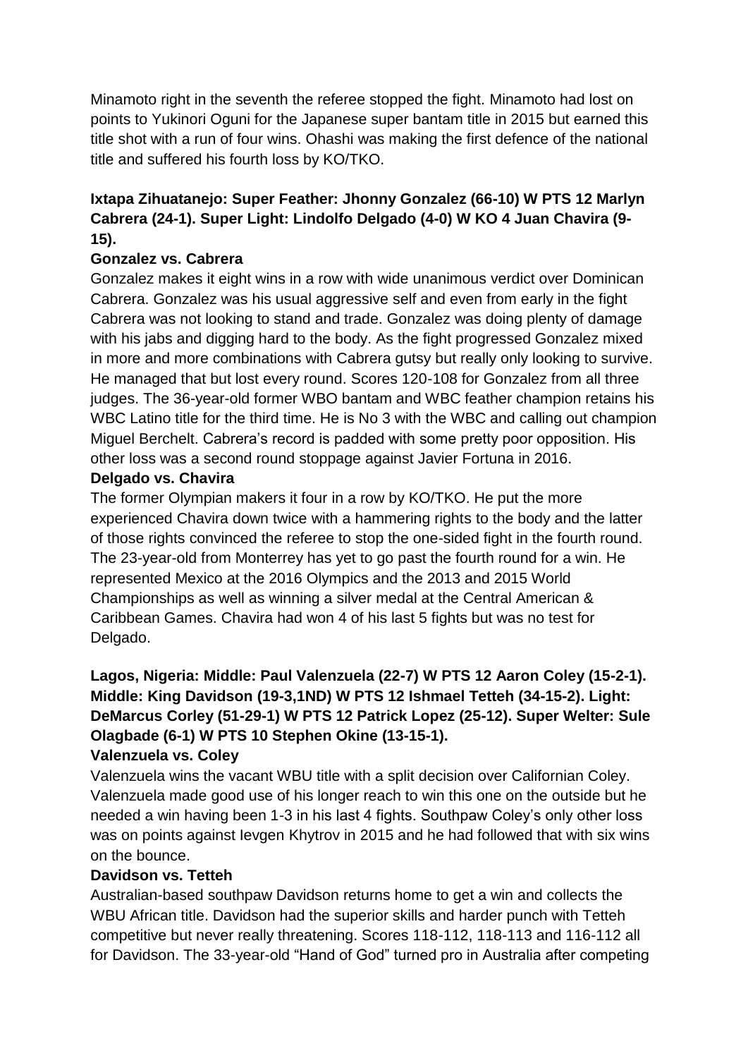Minamoto right in the seventh the referee stopped the fight. Minamoto had lost on points to Yukinori Oguni for the Japanese super bantam title in 2015 but earned this title shot with a run of four wins. Ohashi was making the first defence of the national title and suffered his fourth loss by KO/TKO.

**Ixtapa Zihuatanejo: Super Feather: Jhonny Gonzalez (66-10) W PTS 12 Marlyn Cabrera (24-1). Super Light: Lindolfo Delgado (4-0) W KO 4 Juan Chavira (9-15).**

**Gonzalez vs. Cabrera**

Gonzalez makes it eight wins in a row with wide unanimous verdict over Dominican Cabrera. Gonzalez was his usual aggressive self and even from early in the fight Cabrera was not looking to stand and trade. Gonzalez was doing plenty of damage with his jabs and digging hard to the body. As the fight progressed Gonzalez mixed in more and more combinations with Cabrera gutsy but really only looking to survive. He managed that but lost every round. Scores 120-108 for Gonzalez from all three judges. The 36-year-old former WBO bantam and WBC feather champion retains his WBC Latino title for the third time. He is No 3 with the WBC and calling out champion Miguel Berchelt. Cabrera's record is padded with some pretty poor opposition. His other loss was a second round stoppage against Javier Fortuna in 2016.

**Delgado vs. Chavira**

The former Olympian makers it four in a row by KO/TKO. He put the more experienced Chavira down twice with a hammering rights to the body and the latter of those rights convinced the referee to stop the one-sided fight in the fourth round. The 23-year-old from Monterrey has yet to go past the fourth round for a win. He represented Mexico at the 2016 Olympics and the 2013 and 2015 World Championships as well as winning a silver medal at the Central American & Caribbean Games. Chavira had won 4 of his last 5 fights but was no test for Delgado.

**Lagos, Nigeria: Middle: Paul Valenzuela (22-7) W PTS 12 Aaron Coley (15-2-1). Middle: King Davidson (19-3,1ND) W PTS 12 Ishmael Tetteh (34-15-2). Light: DeMarcus Corley (51-29-1) W PTS 12 Patrick Lopez (25-12). Super Welter: Sule Olagbade (6-1) W PTS 10 Stephen Okine (13-15-1).**

**Valenzuela vs. Coley**

Valenzuela wins the vacant WBU title with a split decision over Californian Coley. Valenzuela made good use of his longer reach to win this one on the outside but he needed a win having been 1-3 in his last 4 fights. Southpaw Coley's only other loss was on points against Ievgen Khytrov in 2015 and he had followed that with six wins on the bounce.

**Davidson vs. Tetteh**

Australian-based southpaw Davidson returns home to get a win and collects the WBU African title. Davidson had the superior skills and harder punch with Tetteh competitive but never really threatening. Scores 118-112, 118-113 and 116-112 all for Davidson. The 33-year-old "Hand of God" turned pro in Australia after competing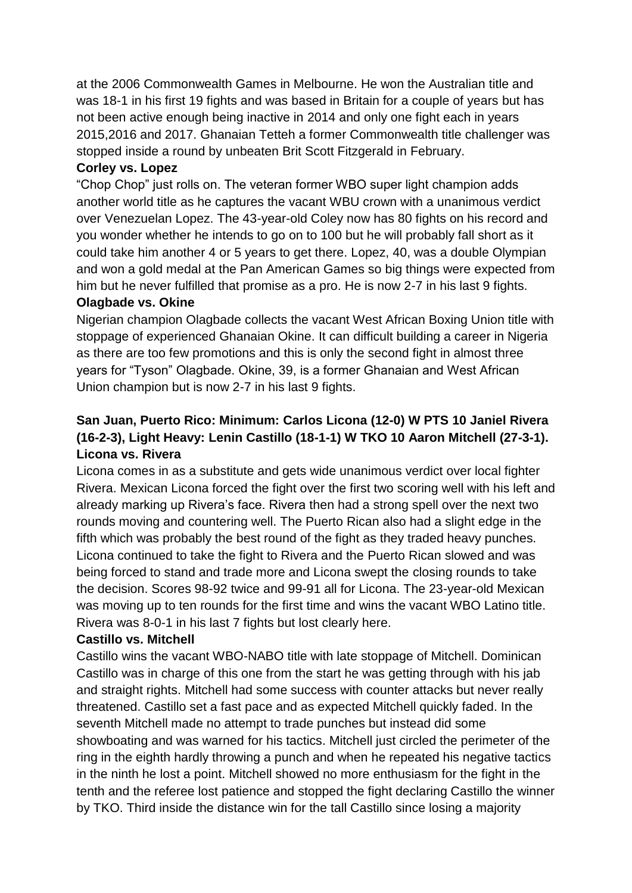at the 2006 Commonwealth Games in Melbourne. He won the Australian title and was 18-1 in his first 19 fights and was based in Britain for a couple of years but has not been active enough being inactive in 2014 and only one fight each in years 2015,2016 and 2017. Ghanaian Tetteh a former Commonwealth title challenger was stopped inside a round by unbeaten Brit Scott Fitzgerald in February.

**Corley vs. Lopez**

"Chop Chop" just rolls on. The veteran former WBO super light champion adds another world title as he captures the vacant WBU crown with a unanimous verdict over Venezuelan Lopez. The 43-year-old Coley now has 80 fights on his record and you wonder whether he intends to go on to 100 but he will probably fall short as it could take him another 4 or 5 years to get there. Lopez, 40, was a double Olympian and won a gold medal at the Pan American Games so big things were expected from him but he never fulfilled that promise as a pro. He is now 2-7 in his last 9 fights.

**Olagbade vs. Okine**

Nigerian champion Olagbade collects the vacant West African Boxing Union title with stoppage of experienced Ghanaian Okine. It can difficult building a career in Nigeria as there are too few promotions and this is only the second fight in almost three years for "Tyson" Olagbade. Okine, 39, is a former Ghanaian and West African Union champion but is now 2-7 in his last 9 fights.

**San Juan, Puerto Rico: Minimum: Carlos Licona (12-0) W PTS 10 Janiel Rivera (16-2-3), Light Heavy: Lenin Castillo (18-1-1) W TKO 10 Aaron Mitchell (27-3-1).**

**Licona vs. Rivera**

Licona comes in as a substitute and gets wide unanimous verdict over local fighter Rivera. Mexican Licona forced the fight over the first two scoring well with his left and already marking up Rivera's face. Rivera then had a strong spell over the next two rounds moving and countering well. The Puerto Rican also had a slight edge in the fifth which was probably the best round of the fight as they traded heavy punches. Licona continued to take the fight to Rivera and the Puerto Rican slowed and was being forced to stand and trade more and Licona swept the closing rounds to take the decision. Scores 98-92 twice and 99-91 all for Licona. The 23-year-old Mexican was moving up to ten rounds for the first time and wins the vacant WBO Latino title. Rivera was 8-0-1 in his last 7 fights but lost clearly here.

**Castillo vs. Mitchell**

Castillo wins the vacant WBO-NABO title with late stoppage of Mitchell. Dominican Castillo was in charge of this one from the start he was getting through with his jab and straight rights. Mitchell had some success with counter attacks but never really threatened. Castillo set a fast pace and as expected Mitchell quickly faded. In the seventh Mitchell made no attempt to trade punches but instead did some showboating and was warned for his tactics. Mitchell just circled the perimeter of the ring in the eighth hardly throwing a punch and when he repeated his negative tactics in the ninth he lost a point. Mitchell showed no more enthusiasm for the fight in the tenth and the referee lost patience and stopped the fight declaring Castillo the winner by TKO. Third inside the distance win for the tall Castillo since losing a majority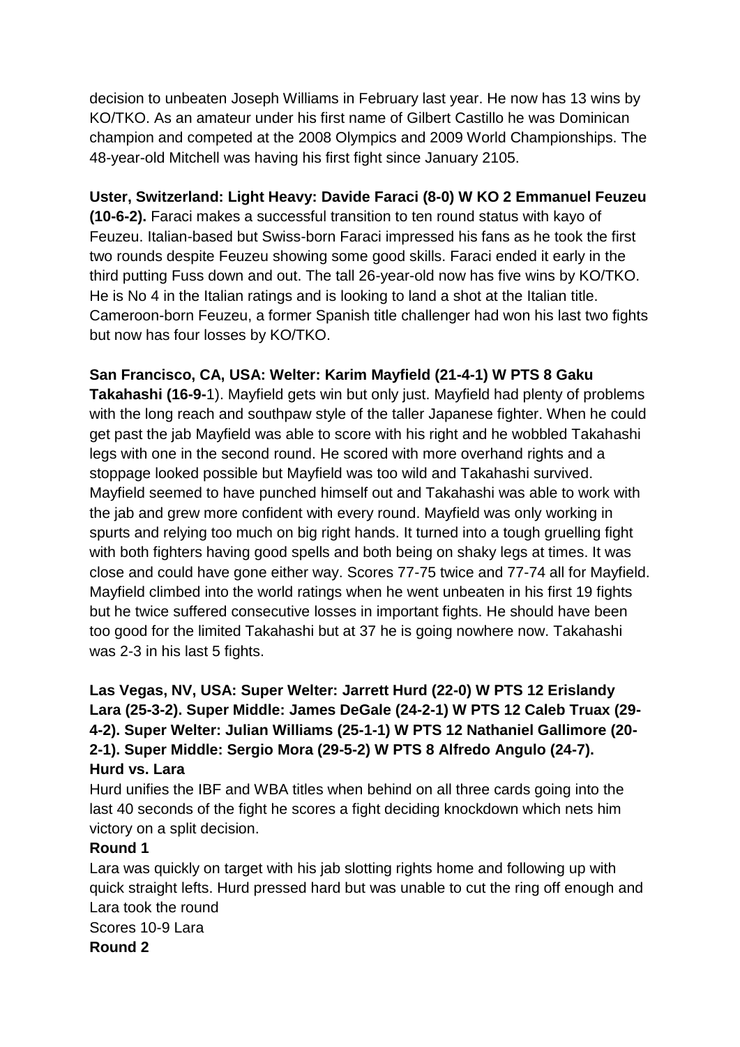decision to unbeaten Joseph Williams in February last year. He now has 13 wins by KO/TKO. As an amateur under his first name of Gilbert Castillo he was Dominican champion and competed at the 2008 Olympics and 2009 World Championships. The 48-year-old Mitchell was having his first fight since January 2105.

**Uster, Switzerland: Light Heavy: Davide Faraci (8-0) W KO 2 Emmanuel Feuzeu (10-6-2).** Faraci makes a successful transition to ten round status with kayo of Feuzeu. Italian-based but Swiss-born Faraci impressed his fans as he took the first two rounds despite Feuzeu showing some good skills. Faraci ended it early in the third putting Fuss down and out. The tall 26-year-old now has five wins by KO/TKO. He is No 4 in the Italian ratings and is looking to land a shot at the Italian title. Cameroon-born Feuzeu, a former Spanish title challenger had won his last two fights but now has four losses by KO/TKO.

**San Francisco, CA, USA: Welter: Karim Mayfield (21-4-1) W PTS 8 Gaku Takahashi (16-9-**1). Mayfield gets win but only just. Mayfield had plenty of problems with the long reach and southpaw style of the taller Japanese fighter. When he could get past the jab Mayfield was able to score with his right and he wobbled Takahashi legs with one in the second round. He scored with more overhand rights and a stoppage looked possible but Mayfield was too wild and Takahashi survived. Mayfield seemed to have punched himself out and Takahashi was able to work with the jab and grew more confident with every round. Mayfield was only working in spurts and relying too much on big right hands. It turned into a tough gruelling fight with both fighters having good spells and both being on shaky legs at times. It was close and could have gone either way. Scores 77-75 twice and 77-74 all for Mayfield. Mayfield climbed into the world ratings when he went unbeaten in his first 19 fights but he twice suffered consecutive losses in important fights. He should have been too good for the limited Takahashi but at 37 he is going nowhere now. Takahashi was 2-3 in his last 5 fights.

**Las Vegas, NV, USA: Super Welter: Jarrett Hurd (22-0) W PTS 12 Erislandy Lara (25-3-2). Super Middle: James DeGale (24-2-1) W PTS 12 Caleb Truax (29-4-2). Super Welter: Julian Williams (25-1-1) W PTS 12 Nathaniel Gallimore (20-2-1). Super Middle: Sergio Mora (29-5-2) W PTS 8 Alfredo Angulo (24-7).**

**Hurd vs. Lara**

Hurd unifies the IBF and WBA titles when behind on all three cards going into the last 40 seconds of the fight he scores a fight deciding knockdown which nets him victory on a split decision.

**Round 1**

Lara was quickly on target with his jab slotting rights home and following up with quick straight lefts. Hurd pressed hard but was unable to cut the ring off enough and Lara took the round

Scores 10-9 Lara

**Round 2**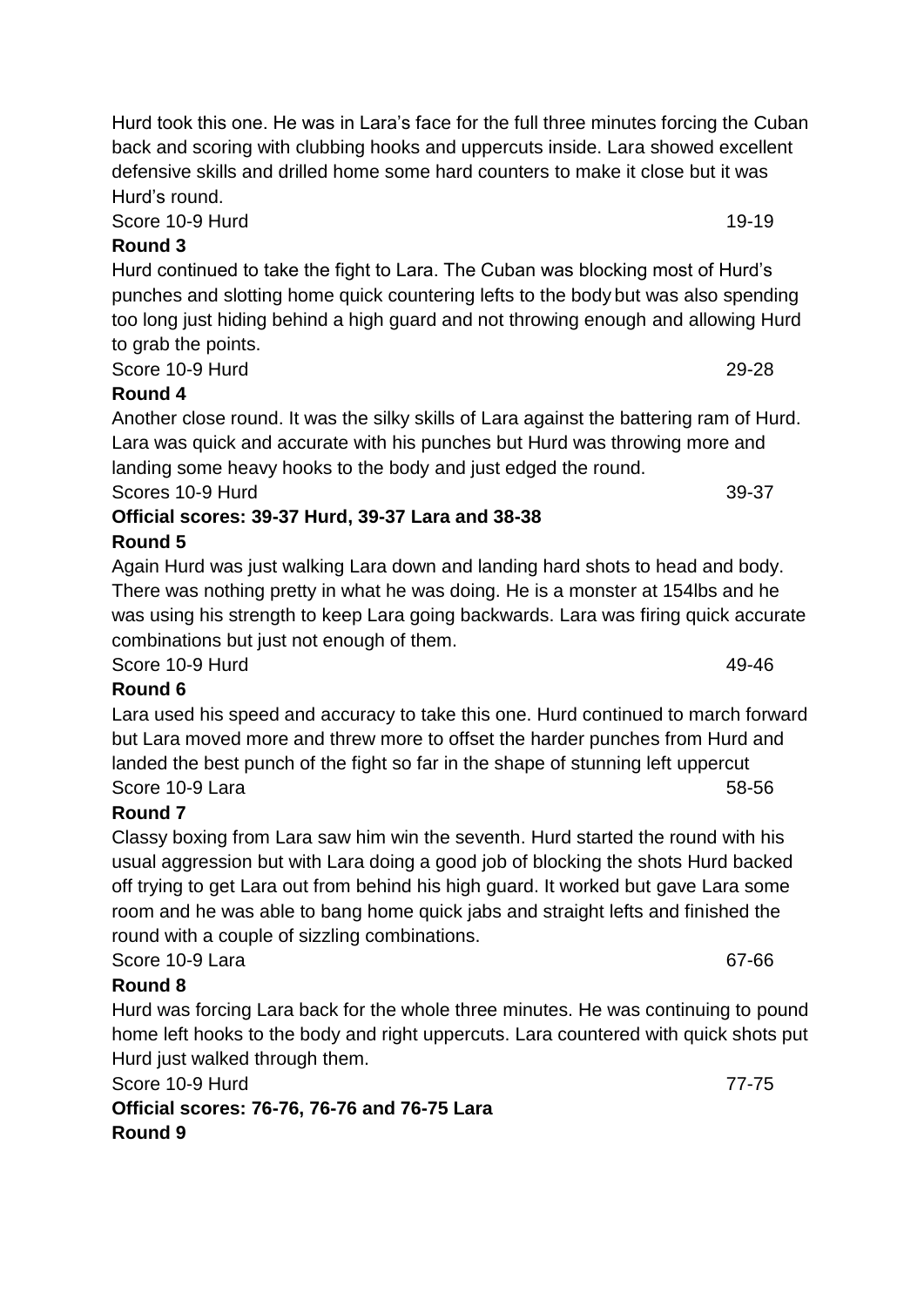Hurd took this one. He was in Lara's face for the full three minutes forcing the Cuban back and scoring with clubbing hooks and uppercuts inside. Lara showed excellent defensive skills and drilled home some hard counters to make it close but it was Hurd's round.

Score 10-9 Hurd 19-19

**Round 3**

Hurd continued to take the fight to Lara. The Cuban was blocking most of Hurd's punches and slotting home quick countering lefts to the body but was also spending too long just hiding behind a high guard and not throwing enough and allowing Hurd to grab the points.

Score 10-9 Hurd 29-28

**Round 4**

Another close round. It was the silky skills of Lara against the battering ram of Hurd. Lara was quick and accurate with his punches but Hurd was throwing more and landing some heavy hooks to the body and just edged the round.

Scores 10-9 Hurd 39-37

**Official scores: 39-37 Hurd, 39-37 Lara and 38-38**

**Round 5**

Again Hurd was just walking Lara down and landing hard shots to head and body. There was nothing pretty in what he was doing. He is a monster at 154lbs and he was using his strength to keep Lara going backwards. Lara was firing quick accurate combinations but just not enough of them.

Score 10-9 Hurd 49-46

**Round 6**

Lara used his speed and accuracy to take this one. Hurd continued to march forward but Lara moved more and threw more to offset the harder punches from Hurd and landed the best punch of the fight so far in the shape of stunning left uppercut

Score 10-9 Lara 58-56

**Round 7**

Classy boxing from Lara saw him win the seventh. Hurd started the round with his usual aggression but with Lara doing a good job of blocking the shots Hurd backed off trying to get Lara out from behind his high guard. It worked but gave Lara some room and he was able to bang home quick jabs and straight lefts and finished the round with a couple of sizzling combinations.

Score 10-9 Lara 67-66

**Round 8**

Hurd was forcing Lara back for the whole three minutes. He was continuing to pound home left hooks to the body and right uppercuts. Lara countered with quick shots put Hurd just walked through them.

Score 10-9 Hurd 77-75

**Official scores: 76-76, 76-76 and 76-75 Lara**

**Round 9**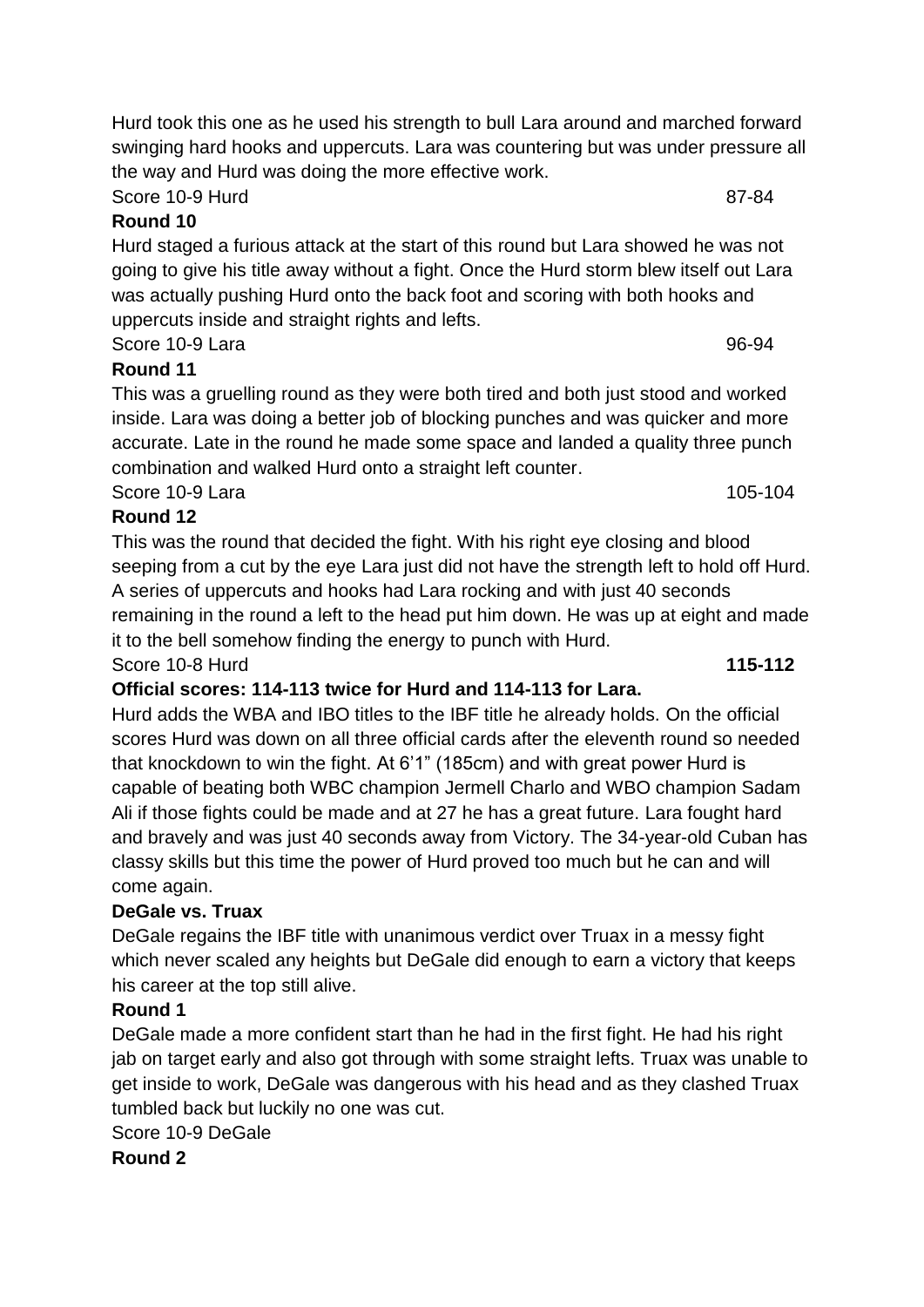Hurd took this one as he used his strength to bull Lara around and marched forward swinging hard hooks and uppercuts. Lara was countering but was under pressure all the way and Hurd was doing the more effective work.

Score 10-9 Hurd 87-84

**Round 10**

Hurd staged a furious attack at the start of this round but Lara showed he was not going to give his title away without a fight. Once the Hurd storm blew itself out Lara was actually pushing Hurd onto the back foot and scoring with both hooks and uppercuts inside and straight rights and lefts.

Score 10-9 Lara 96-94

**Round 11**

This was a gruelling round as they were both tired and both just stood and worked inside. Lara was doing a better job of blocking punches and was quicker and more accurate. Late in the round he made some space and landed a quality three punch combination and walked Hurd onto a straight left counter.

Score 10-9 Lara 105-104

**Round 12**

This was the round that decided the fight. With his right eye closing and blood seeping from a cut by the eye Lara just did not have the strength left to hold off Hurd. A series of uppercuts and hooks had Lara rocking and with just 40 seconds remaining in the round a left to the head put him down. He was up at eight and made it to the bell somehow finding the energy to punch with Hurd.

Score 10-8 Hurd **115-112**

**Official scores: 114-113 twice for Hurd and 114-113 for Lara.**

Hurd adds the WBA and IBO titles to the IBF title he already holds. On the official scores Hurd was down on all three official cards after the eleventh round so needed that knockdown to win the fight. At 6'1" (185cm) and with great power Hurd is capable of beating both WBC champion Jermell Charlo and WBO champion Sadam Ali if those fights could be made and at 27 he has a great future. Lara fought hard and bravely and was just 40 seconds away from Victory. The 34-year-old Cuban has classy skills but this time the power of Hurd proved too much but he can and will come again.

**DeGale vs. Truax**

DeGale regains the IBF title with unanimous verdict over Truax in a messy fight which never scaled any heights but DeGale did enough to earn a victory that keeps his career at the top still alive.

**Round 1**

DeGale made a more confident start than he had in the first fight. He had his right jab on target early and also got through with some straight lefts. Truax was unable to get inside to work, DeGale was dangerous with his head and as they clashed Truax tumbled back but luckily no one was cut.

Score 10-9 DeGale

**Round 2**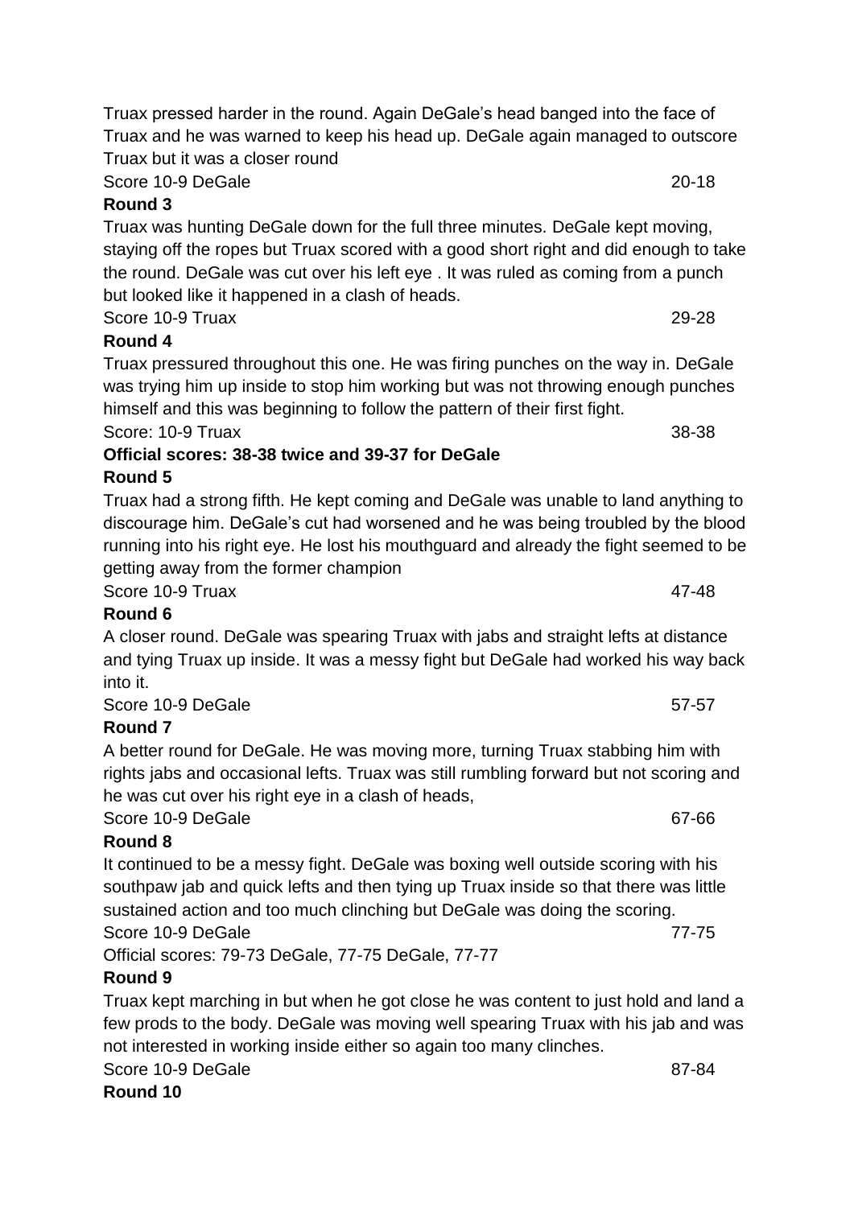Truax pressed harder in the round. Again DeGale's head banged into the face of Truax and he was warned to keep his head up. DeGale again managed to outscore Truax but it was a closer round

Score 10-9 DeGale 20-18

**Round 3**

Truax was hunting DeGale down for the full three minutes. DeGale kept moving, staying off the ropes but Truax scored with a good short right and did enough to take the round. DeGale was cut over his left eye . It was ruled as coming from a punch but looked like it happened in a clash of heads.

Score 10-9 Truax 29-28

**Round 4**

Truax pressured throughout this one. He was firing punches on the way in. DeGale was trying him up inside to stop him working but was not throwing enough punches himself and this was beginning to follow the pattern of their first fight.

Score: 10-9 Truax 38-38

**Official scores: 38-38 twice and 39-37 for DeGale**

**Round 5**

Truax had a strong fifth. He kept coming and DeGale was unable to land anything to discourage him. DeGale's cut had worsened and he was being troubled by the blood running into his right eye. He lost his mouthguard and already the fight seemed to be getting away from the former champion

Score 10-9 Truax 47-48

**Round 6**

A closer round. DeGale was spearing Truax with jabs and straight lefts at distance and tying Truax up inside. It was a messy fight but DeGale had worked his way back into it.

Score 10-9 DeGale 57-57

**Round 7**

A better round for DeGale. He was moving more, turning Truax stabbing him with rights jabs and occasional lefts. Truax was still rumbling forward but not scoring and he was cut over his right eye in a clash of heads,

Score 10-9 DeGale 67-66

**Round 8**

It continued to be a messy fight. DeGale was boxing well outside scoring with his southpaw jab and quick lefts and then tying up Truax inside so that there was little sustained action and too much clinching but DeGale was doing the scoring.

Score 10-9 DeGale 77-75

Official scores: 79-73 DeGale, 77-75 DeGale, 77-77

**Round 9**

Truax kept marching in but when he got close he was content to just hold and land a few prods to the body. DeGale was moving well spearing Truax with his jab and was not interested in working inside either so again too many clinches.

Score 10-9 DeGale 87-84

**Round 10**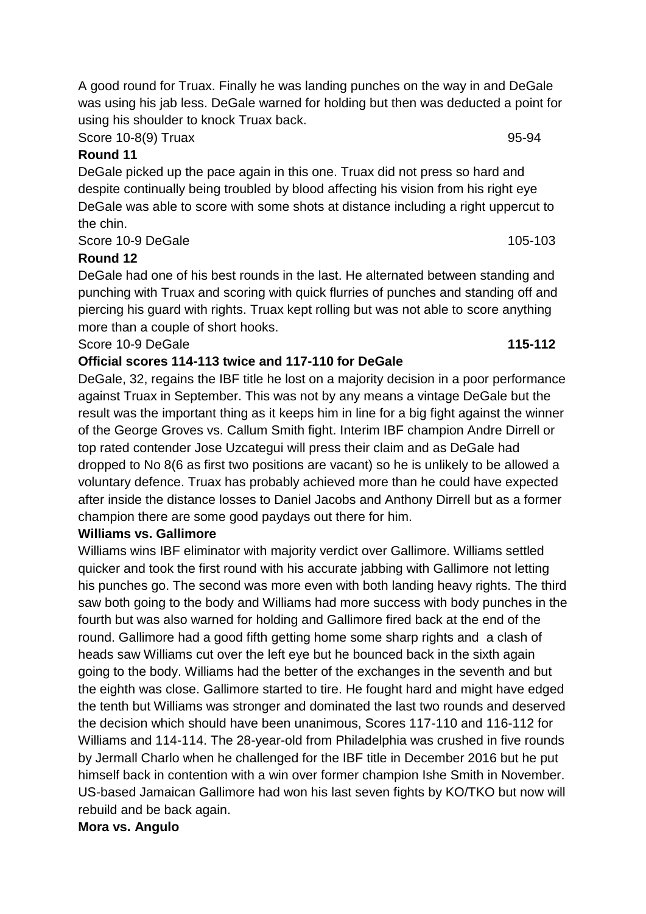A good round for Truax. Finally he was landing punches on the way in and DeGale was using his jab less. DeGale warned for holding but then was deducted a point for using his shoulder to knock Truax back.

Score 10-8(9) Truax 95-94

**Round 11**

DeGale picked up the pace again in this one. Truax did not press so hard and despite continually being troubled by blood affecting his vision from his right eye DeGale was able to score with some shots at distance including a right uppercut to the chin.

Score 10-9 DeGale 105-103

**Round 12**

DeGale had one of his best rounds in the last. He alternated between standing and punching with Truax and scoring with quick flurries of punches and standing off and piercing his guard with rights. Truax kept rolling but was not able to score anything more than a couple of short hooks.

Score 10-9 DeGale **115-112**

**Official scores 114-113 twice and 117-110 for DeGale**

DeGale, 32, regains the IBF title he lost on a majority decision in a poor performance against Truax in September. This was not by any means a vintage DeGale but the result was the important thing as it keeps him in line for a big fight against the winner of the George Groves vs. Callum Smith fight. Interim IBF champion Andre Dirrell or top rated contender Jose Uzcategui will press their claim and as DeGale had dropped to No 8(6 as first two positions are vacant) so he is unlikely to be allowed a voluntary defence. Truax has probably achieved more than he could have expected after inside the distance losses to Daniel Jacobs and Anthony Dirrell but as a former champion there are some good paydays out there for him.

**Williams vs. Gallimore**

Williams wins IBF eliminator with majority verdict over Gallimore. Williams settled quicker and took the first round with his accurate jabbing with Gallimore not letting his punches go. The second was more even with both landing heavy rights. The third saw both going to the body and Williams had more success with body punches in the fourth but was also warned for holding and Gallimore fired back at the end of the round. Gallimore had a good fifth getting home some sharp rights and a clash of heads saw Williams cut over the left eye but he bounced back in the sixth again going to the body. Williams had the better of the exchanges in the seventh and but the eighth was close. Gallimore started to tire. He fought hard and might have edged the tenth but Williams was stronger and dominated the last two rounds and deserved the decision which should have been unanimous, Scores 117-110 and 116-112 for Williams and 114-114. The 28-year-old from Philadelphia was crushed in five rounds by Jermall Charlo when he challenged for the IBF title in December 2016 but he put himself back in contention with a win over former champion Ishe Smith in November. US-based Jamaican Gallimore had won his last seven fights by KO/TKO but now will rebuild and be back again.

**Mora vs. Angulo**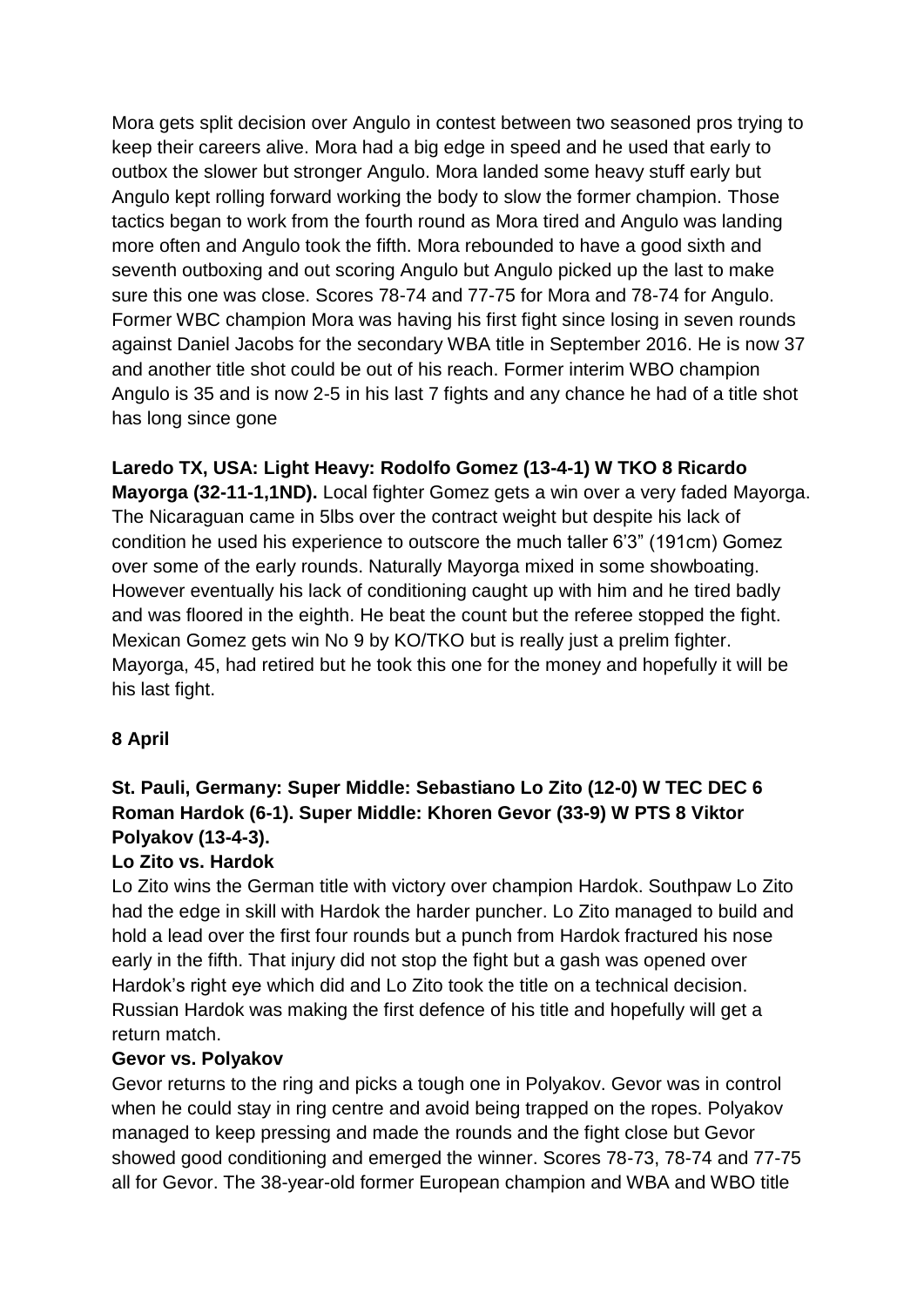Mora gets split decision over Angulo in contest between two seasoned pros trying to keep their careers alive. Mora had a big edge in speed and he used that early to outbox the slower but stronger Angulo. Mora landed some heavy stuff early but Angulo kept rolling forward working the body to slow the former champion. Those tactics began to work from the fourth round as Mora tired and Angulo was landing more often and Angulo took the fifth. Mora rebounded to have a good sixth and seventh outboxing and out scoring Angulo but Angulo picked up the last to make sure this one was close. Scores 78-74 and 77-75 for Mora and 78-74 for Angulo. Former WBC champion Mora was having his first fight since losing in seven rounds against Daniel Jacobs for the secondary WBA title in September 2016. He is now 37 and another title shot could be out of his reach. Former interim WBO champion Angulo is 35 and is now 2-5 in his last 7 fights and any chance he had of a title shot has long since gone

**Laredo TX, USA: Light Heavy: Rodolfo Gomez (13-4-1) W TKO 8 Ricardo Mayorga (32-11-1,1ND).** Local fighter Gomez gets a win over a very faded Mayorga. The Nicaraguan came in 5lbs over the contract weight but despite his lack of condition he used his experience to outscore the much taller 6'3" (191cm) Gomez over some of the early rounds. Naturally Mayorga mixed in some showboating. However eventually his lack of conditioning caught up with him and he tired badly and was floored in the eighth. He beat the count but the referee stopped the fight. Mexican Gomez gets win No 9 by KO/TKO but is really just a prelim fighter. Mayorga, 45, had retired but he took this one for the money and hopefully it will be his last fight.

**8 April**

**St. Pauli, Germany: Super Middle: Sebastiano Lo Zito (12-0) W TEC DEC 6 Roman Hardok (6-1). Super Middle: Khoren Gevor (33-9) W PTS 8 Viktor Polyakov (13-4-3).**

**Lo Zito vs. Hardok**

Lo Zito wins the German title with victory over champion Hardok. Southpaw Lo Zito had the edge in skill with Hardok the harder puncher. Lo Zito managed to build and hold a lead over the first four rounds but a punch from Hardok fractured his nose early in the fifth. That injury did not stop the fight but a gash was opened over Hardok's right eye which did and Lo Zito took the title on a technical decision. Russian Hardok was making the first defence of his title and hopefully will get a return match.

**Gevor vs. Polyakov**

Gevor returns to the ring and picks a tough one in Polyakov. Gevor was in control when he could stay in ring centre and avoid being trapped on the ropes. Polyakov managed to keep pressing and made the rounds and the fight close but Gevor showed good conditioning and emerged the winner. Scores 78-73, 78-74 and 77-75 all for Gevor. The 38-year-old former European champion and WBA and WBO title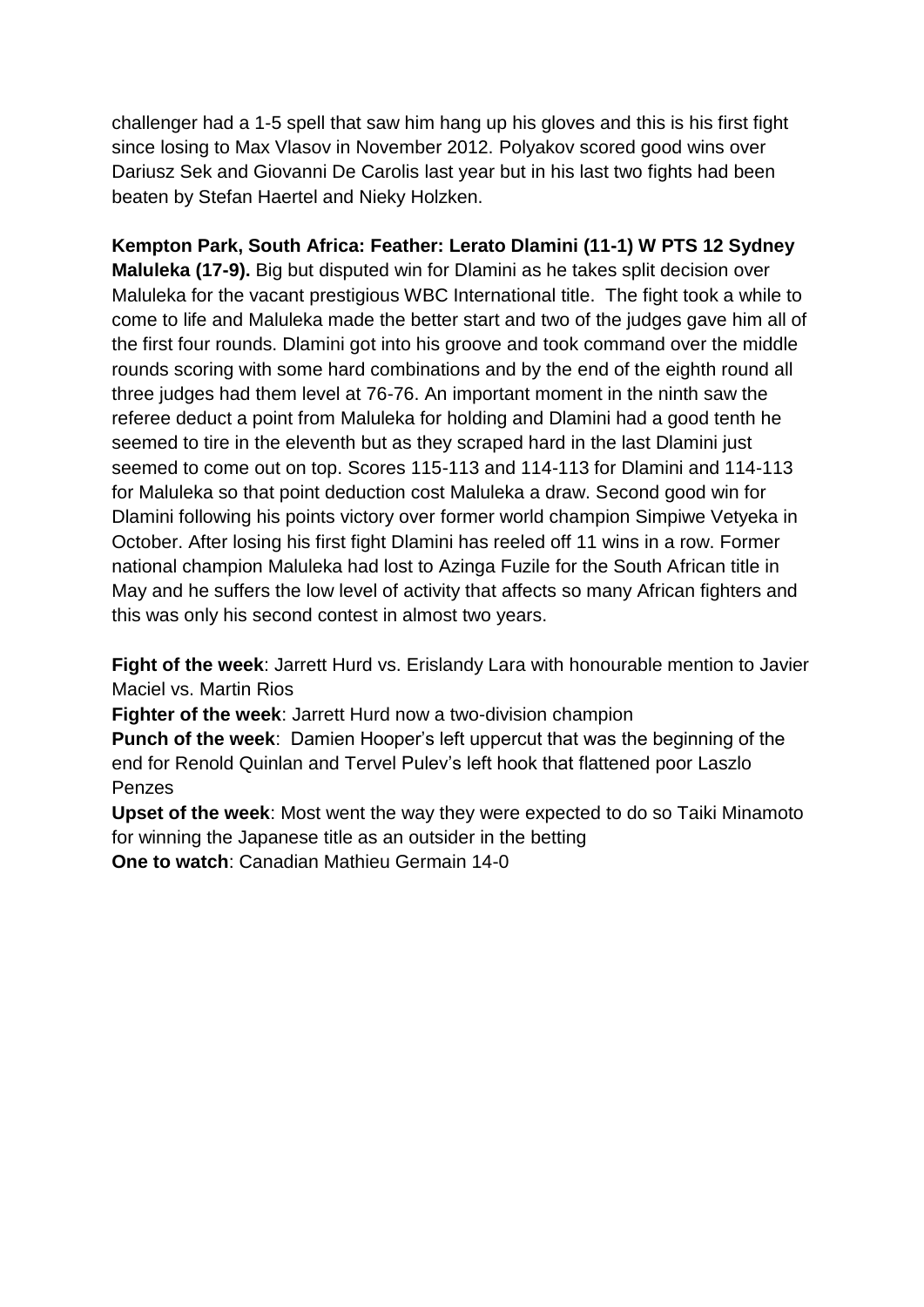challenger had a 1-5 spell that saw him hang up his gloves and this is his first fight since losing to Max Vlasov in November 2012. Polyakov scored good wins over Dariusz Sek and Giovanni De Carolis last year but in his last two fights had been beaten by Stefan Haertel and Nieky Holzken.

**Kempton Park, South Africa: Feather: Lerato Dlamini (11-1) W PTS 12 Sydney Maluleka (17-9).** Big but disputed win for Dlamini as he takes split decision over Maluleka for the vacant prestigious WBC International title. The fight took a while to come to life and Maluleka made the better start and two of the judges gave him all of the first four rounds. Dlamini got into his groove and took command over the middle rounds scoring with some hard combinations and by the end of the eighth round all three judges had them level at 76-76. An important moment in the ninth saw the referee deduct a point from Maluleka for holding and Dlamini had a good tenth he seemed to tire in the eleventh but as they scraped hard in the last Dlamini just seemed to come out on top. Scores 115-113 and 114-113 for Dlamini and 114-113 for Maluleka so that point deduction cost Maluleka a draw. Second good win for Dlamini following his points victory over former world champion Simpiwe Vetyeka in October. After losing his first fight Dlamini has reeled off 11 wins in a row. Former national champion Maluleka had lost to Azinga Fuzile for the South African title in May and he suffers the low level of activity that affects so many African fighters and this was only his second contest in almost two years.

**Fight of the week**: Jarrett Hurd vs. Erislandy Lara with honourable mention to Javier Maciel vs. Martin Rios

**Fighter of the week**: Jarrett Hurd now a two-division champion

**Punch of the week**: Damien Hooper's left uppercut that was the beginning of the end for Renold Quinlan and Tervel Pulev's left hook that flattened poor Laszlo Penzes

**Upset of the week**: Most went the way they were expected to do so Taiki Minamoto for winning the Japanese title as an outsider in the betting

**One to watch**: Canadian Mathieu Germain 14-0